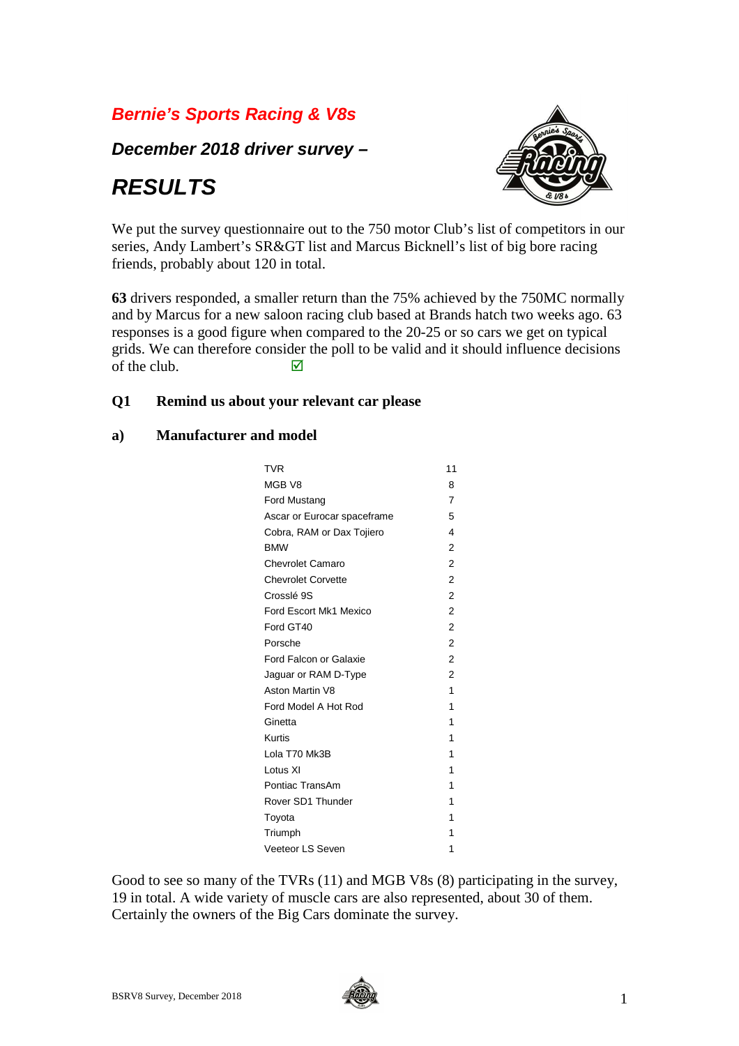# Bernie's Sports Racing & V8s

## December 2018 driver survey –

# RESULTS

We put the survey questionnaire out to the 750 motor Club's list of competitors in our series, Andy Lambert's SR&GT list and Marcus Bicknell's list of big bore racing friends, probably about 120 in total.

**63** drivers responded, a smaller return than the 75% achieved by the 750MC normally and by Marcus for a new saloon racing club based at Brands hatch two weeks ago. 63 responses is a good figure when compared to the 20-25 or so cars we get on typical grids. We can therefore consider the poll to be valid and it should influence decisions of the club. ☑

### Q1 Remind us about your relevant car please

### a) Manufacturer and model

| Manufacturer and model | Count |
|---|---|
| TVR | 11 |
| MGB V8 | 8 |
| Ford Mustang | 7 |
| Ascar or Eurocar spaceframe | 5 |
| Cobra, RAM or Dax Tojiero | 4 |
| BMW | 2 |
| Chevrolet Camaro | 2 |
| Chevrolet Corvette | 2 |
| Crosslé 9S | 2 |
| Ford Escort Mk1 Mexico | 2 |
| Ford GT40 | 2 |
| Porsche | 2 |
| Ford Falcon or Galaxie | 2 |
| Jaguar or RAM D-Type | 2 |
| Aston Martin V8 | 1 |
| Ford Model A Hot Rod | 1 |
| Ginetta | 1 |
| Kurtis | 1 |
| Lola T70 Mk3B | 1 |
| Lotus XI | 1 |
| Pontiac TransAm | 1 |
| Rover SD1 Thunder | 1 |
| Toyota | 1 |
| Triumph | 1 |
| Veeteor LS Seven | 1 |

Good to see so many of the TVRs (11) and MGB V8s (8) participating in the survey, 19 in total. A wide variety of muscle cars are also represented, about 30 of them. Certainly the owners of the Big Cars dominate the survey.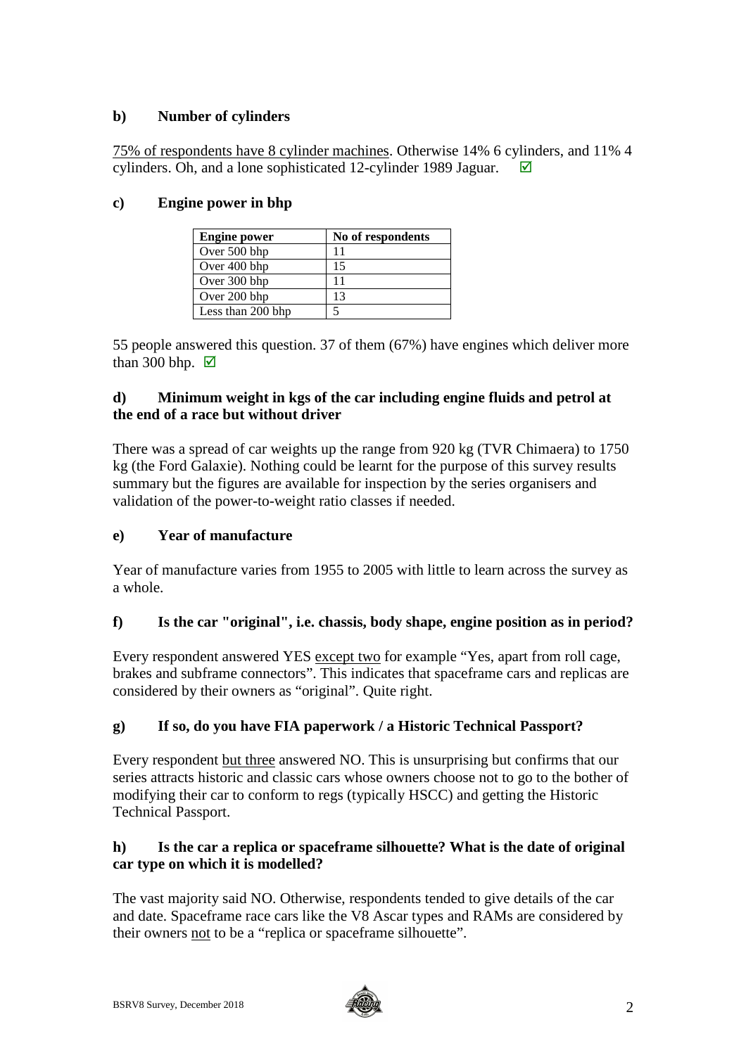**b) Number of cylinders**

75% of respondents have 8 cylinder machines. Otherwise 14% 6 cylinders, and 11% 4 cylinders. Oh, and a lone sophisticated 12-cylinder 1989 Jaguar. ☑

**c) Engine power in bhp**

| Engine power | No of respondents |
|---|---|
| Over 500 bhp | 11 |
| Over 400 bhp | 15 |
| Over 300 bhp | 11 |
| Over 200 bhp | 13 |
| Less than 200 bhp | 5 |

55 people answered this question. 37 of them (67%) have engines which deliver more than 300 bhp. ☑

**d) Minimum weight in kgs of the car including engine fluids and petrol at the end of a race but without driver**

There was a spread of car weights up the range from 920 kg (TVR Chimaera) to 1750 kg (the Ford Galaxie). Nothing could be learnt for the purpose of this survey results summary but the figures are available for inspection by the series organisers and validation of the power-to-weight ratio classes if needed.

**e) Year of manufacture**

Year of manufacture varies from 1955 to 2005 with little to learn across the survey as a whole.

**f) Is the car "original", i.e. chassis, body shape, engine position as in period?**

Every respondent answered YES except two for example "Yes, apart from roll cage, brakes and subframe connectors". This indicates that spaceframe cars and replicas are considered by their owners as "original". Quite right.

**g) If so, do you have FIA paperwork / a Historic Technical Passport?**

Every respondent but three answered NO. This is unsurprising but confirms that our series attracts historic and classic cars whose owners choose not to go to the bother of modifying their car to conform to regs (typically HSCC) and getting the Historic Technical Passport.

**h) Is the car a replica or spaceframe silhouette? What is the date of original car type on which it is modelled?**

The vast majority said NO. Otherwise, respondents tended to give details of the car and date. Spaceframe race cars like the V8 Ascar types and RAMs are considered by their owners not to be a "replica or spaceframe silhouette".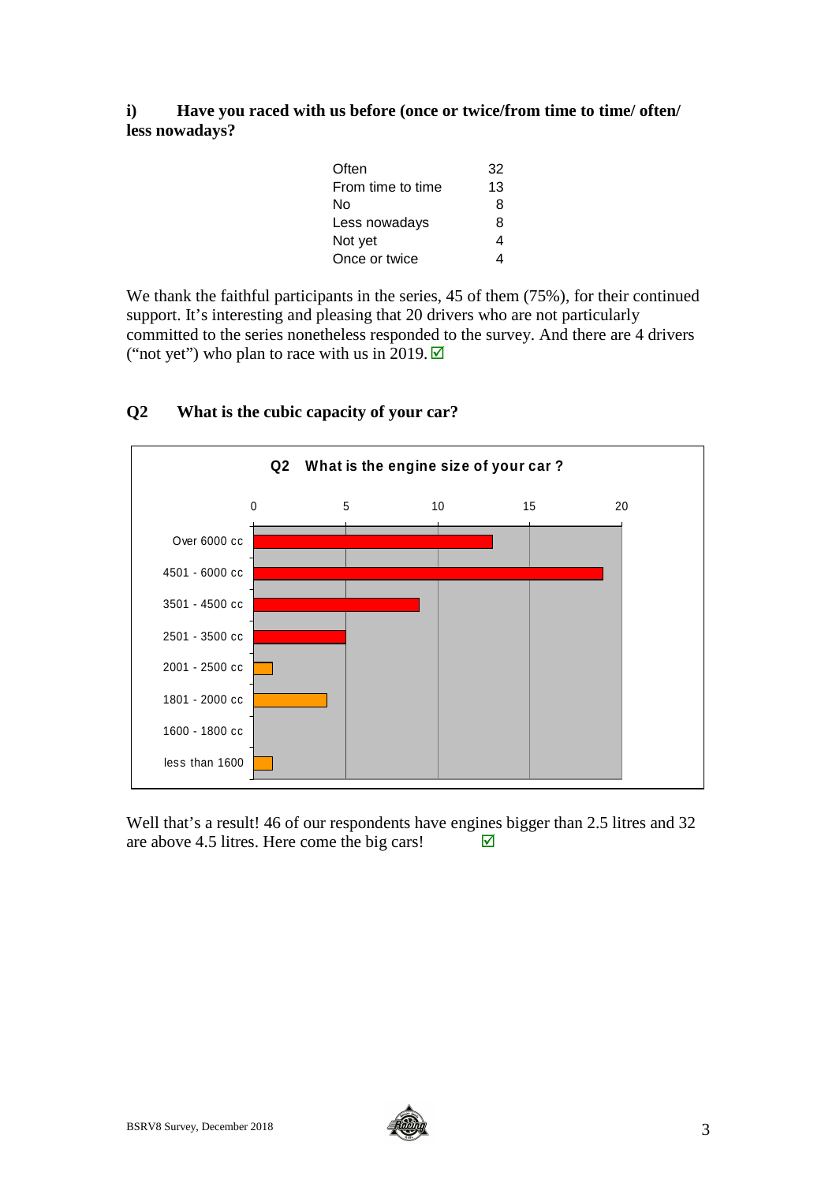**i) Have you raced with us before (once or twice/from time to time/ often/ less nowadays?**

| | |
|---|---|
| Often | 32 |
| From time to time | 13 |
| No | 8 |
| Less nowadays | 8 |
| Not yet | 4 |
| Once or twice | 4 |

We thank the faithful participants in the series, 45 of them (75%), for their continued support. It's interesting and pleasing that 20 drivers who are not particularly committed to the series nonetheless responded to the survey. And there are 4 drivers ("not yet") who plan to race with us in 2019. ☑

## Q2 What is the cubic capacity of your car?

Q2 What is the engine size of your car ?

0
5
10
15
20

Over 6000 cc
4501 - 6000 cc
3501 - 4500 cc
2501 - 3500 cc
2001 - 2500 cc
1801 - 2000 cc
1600 - 1800 cc
less than 1600

Well that's a result! 46 of our respondents have engines bigger than 2.5 litres and 32 are above 4.5 litres. Here come the big cars! ☑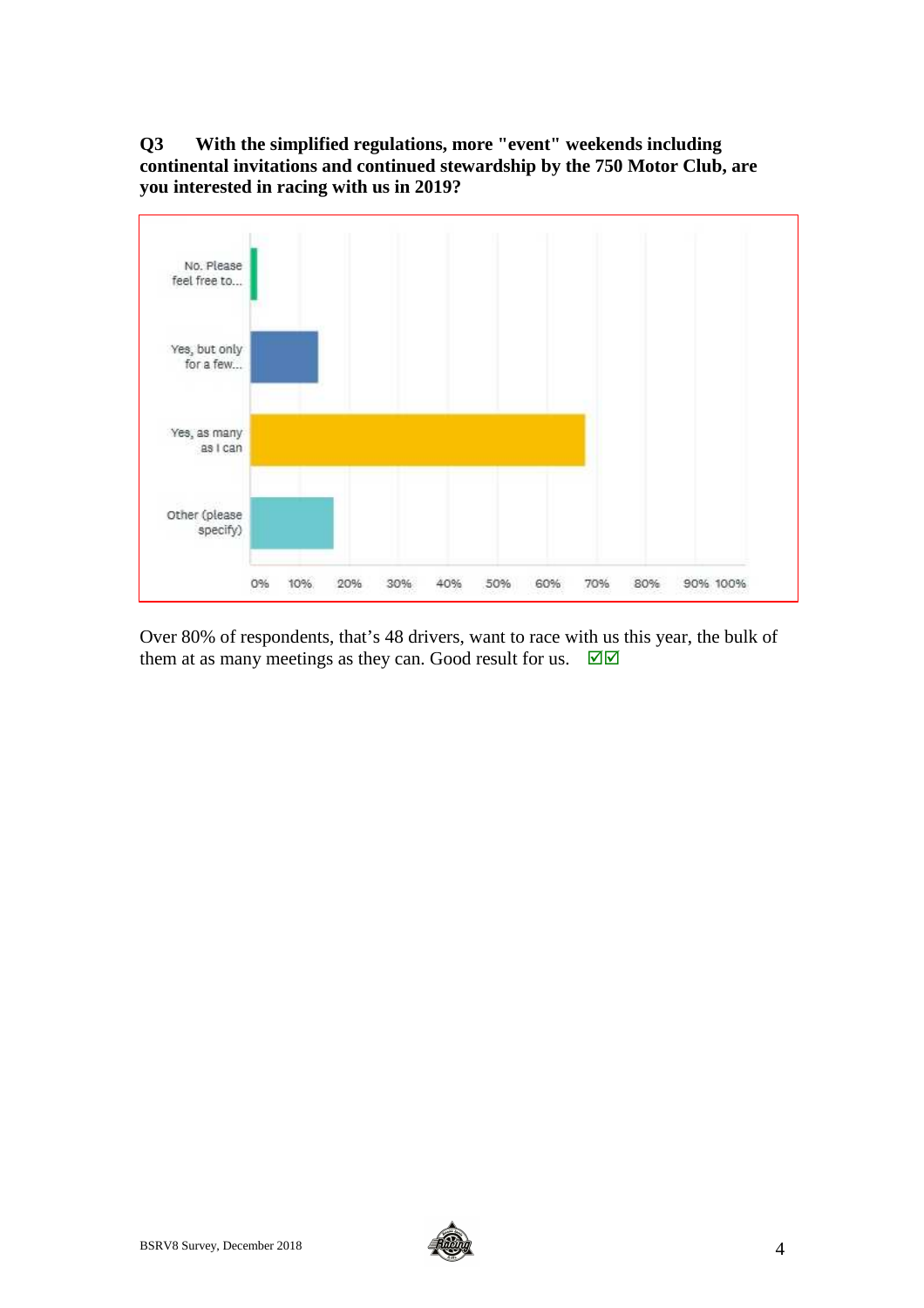**Q3 With the simplified regulations, more "event" weekends including continental invitations and continued stewardship by the 750 Motor Club, are you interested in racing with us in 2019?**

No. Please feel free to...

Yes, but only for a few...

Yes, as many as I can

Other (please specify)

0% 10% 20% 30% 40% 50% 60% 70% 80% 90% 100%

Over 80% of respondents, that's 48 drivers, want to race with us this year, the bulk of them at as many meetings as they can. Good result for us. ☑☑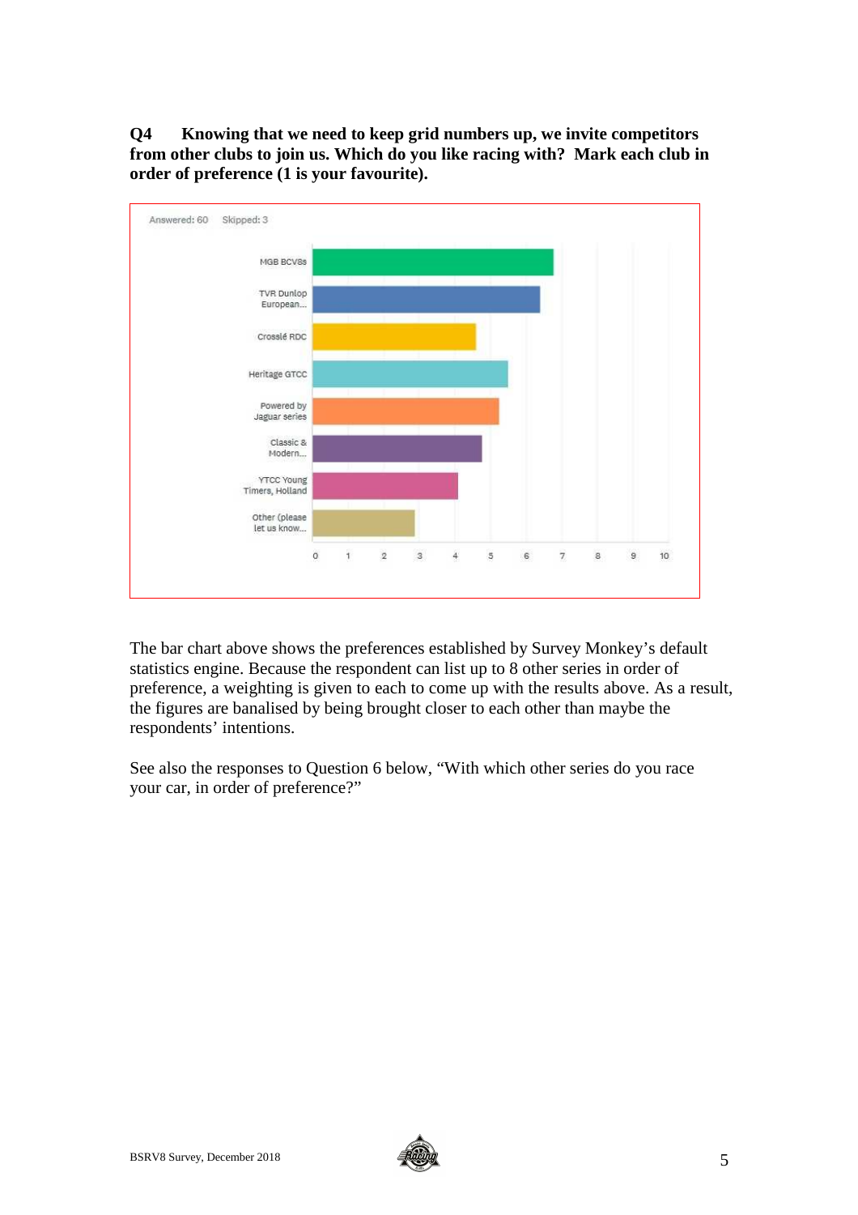**Q4 Knowing that we need to keep grid numbers up, we invite competitors from other clubs to join us. Which do you like racing with? Mark each club in order of preference (1 is your favourite).**

Answered: 60 Skipped: 3

MGB BCV8s
TVR Dunlop European...
Crosslé RDC
Heritage GTCC
Powered by Jaguar series
Classic & Modern...
YTCC Young Timers, Holland
Other (please let us know...

0 1 2 3 4 5 6 7 8 9 10

The bar chart above shows the preferences established by Survey Monkey's default statistics engine. Because the respondent can list up to 8 other series in order of preference, a weighting is given to each to come up with the results above. As a result, the figures are banalised by being brought closer to each other than maybe the respondents' intentions.

See also the responses to Question 6 below, "With which other series do you race your car, in order of preference?"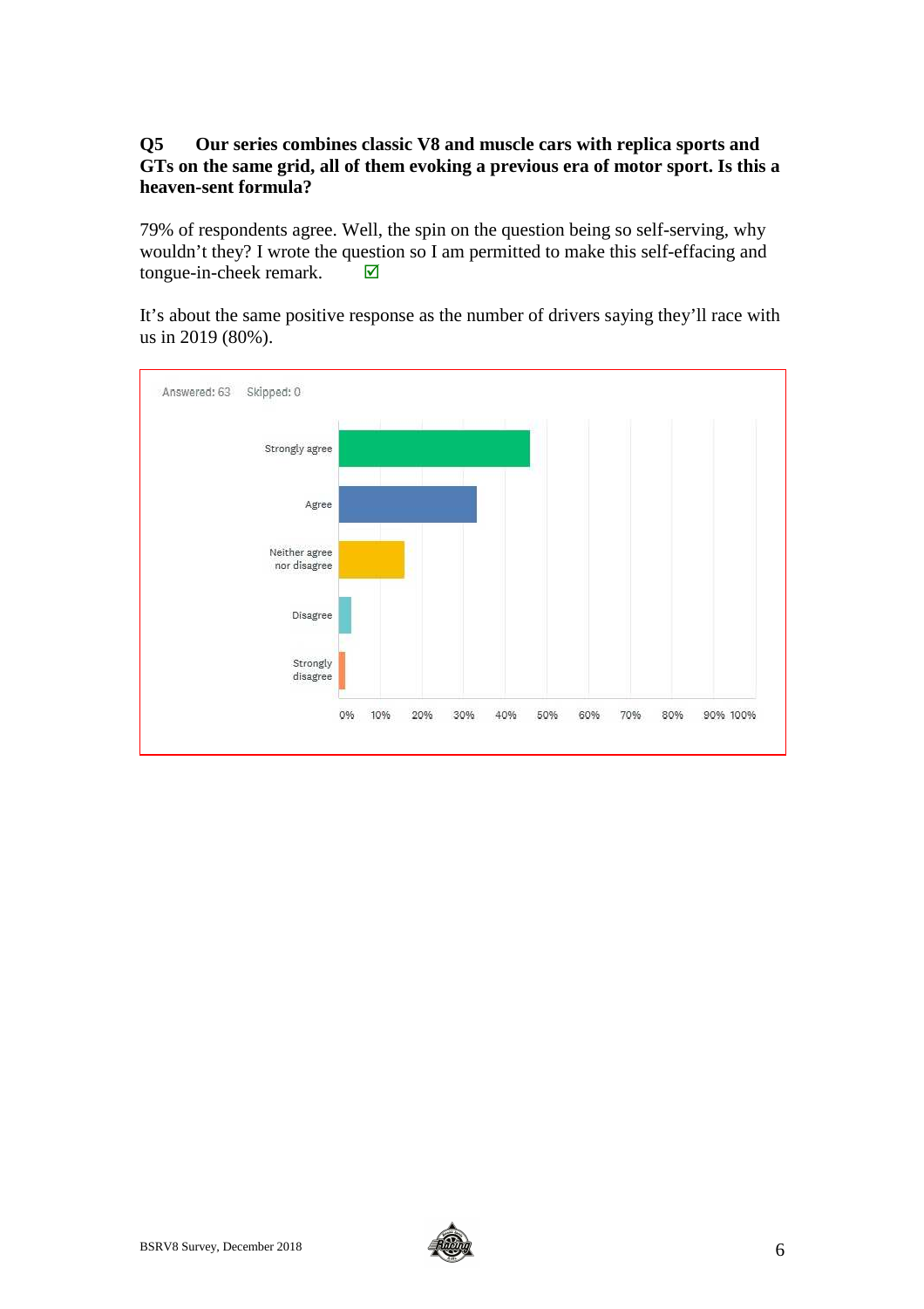### Q5 Our series combines classic V8 and muscle cars with replica sports and GTs on the same grid, all of them evoking a previous era of motor sport. Is this a heaven-sent formula?

79% of respondents agree. Well, the spin on the question being so self-serving, why wouldn't they? I wrote the question so I am permitted to make this self-effacing and tongue-in-cheek remark. ☑

It's about the same positive response as the number of drivers saying they'll race with us in 2019 (80%).

Answered: 63 Skipped: 0

Strongly agree

Agree

Neither agree nor disagree

Disagree

Strongly disagree

0% 10% 20% 30% 40% 50% 60% 70% 80% 90% 100%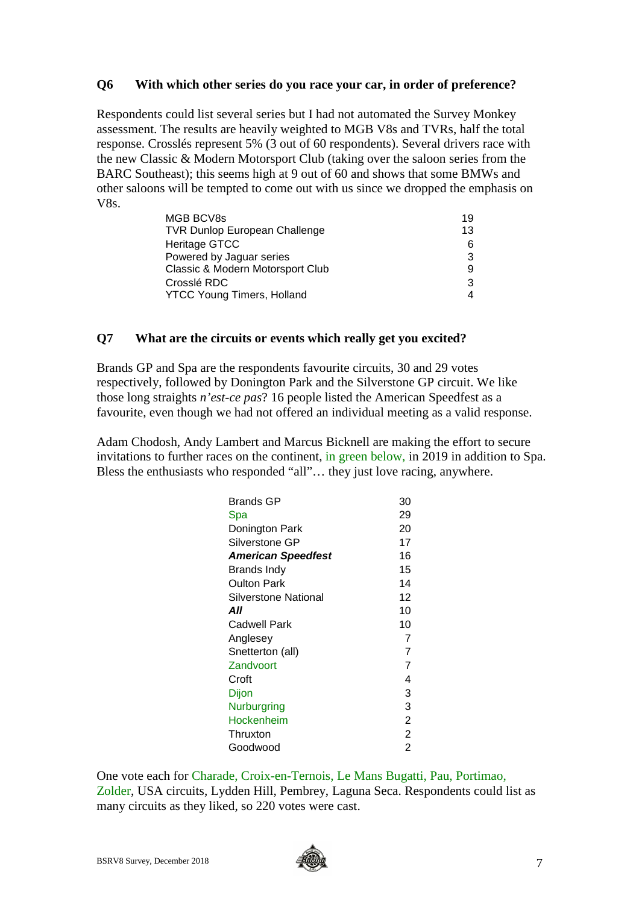### Q6 With which other series do you race your car, in order of preference?

Respondents could list several series but I had not automated the Survey Monkey assessment. The results are heavily weighted to MGB V8s and TVRs, half the total response. Crosslés represent 5% (3 out of 60 respondents). Several drivers race with the new Classic & Modern Motorsport Club (taking over the saloon series from the BARC Southeast); this seems high at 9 out of 60 and shows that some BMWs and other saloons will be tempted to come out with us since we dropped the emphasis on V8s.

| | |
|---|---|
| MGB BCV8s | 19 |
| TVR Dunlop European Challenge | 13 |
| Heritage GTCC | 6 |
| Powered by Jaguar series | 3 |
| Classic & Modern Motorsport Club | 9 |
| Crosslé RDC | 3 |
| YTCC Young Timers, Holland | 4 |

### Q7 What are the circuits or events which really get you excited?

Brands GP and Spa are the respondents favourite circuits, 30 and 29 votes respectively, followed by Donington Park and the Silverstone GP circuit. We like those long straights *n'est-ce pas*? 16 people listed the American Speedfest as a favourite, even though we had not offered an individual meeting as a valid response.

Adam Chodosh, Andy Lambert and Marcus Bicknell are making the effort to secure invitations to further races on the continent, in green below, in 2019 in addition to Spa. Bless the enthusiasts who responded "all"… they just love racing, anywhere.

| | |
|---|---|
| Brands GP | 30 |
| Spa | 29 |
| Donington Park | 20 |
| Silverstone GP | 17 |
| ***American Speedfest*** | 16 |
| Brands Indy | 15 |
| Oulton Park | 14 |
| Silverstone National | 12 |
| ***All*** | 10 |
| Cadwell Park | 10 |
| Anglesey | 7 |
| Snetterton (all) | 7 |
| Zandvoort | 7 |
| Croft | 4 |
| Dijon | 3 |
| Nurburgring | 3 |
| Hockenheim | 2 |
| Thruxton | 2 |
| Goodwood | 2 |

One vote each for Charade, Croix-en-Ternois, Le Mans Bugatti, Pau, Portimao, Zolder, USA circuits, Lydden Hill, Pembrey, Laguna Seca. Respondents could list as many circuits as they liked, so 220 votes were cast.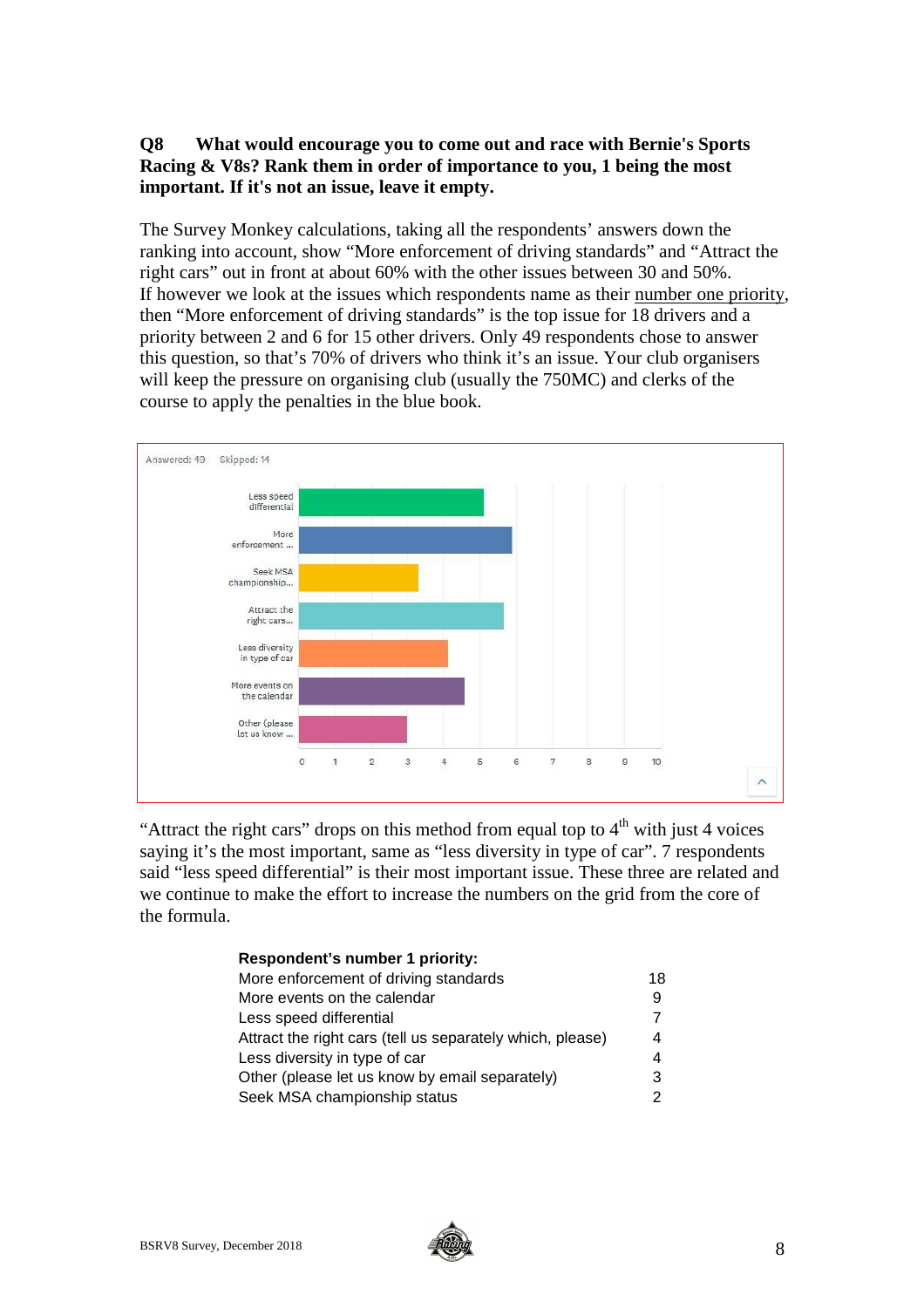**Q8 What would encourage you to come out and race with Bernie's Sports Racing & V8s? Rank them in order of importance to you, 1 being the most important. If it's not an issue, leave it empty.**

The Survey Monkey calculations, taking all the respondents' answers down the ranking into account, show "More enforcement of driving standards" and "Attract the right cars" out in front at about 60% with the other issues between 30 and 50%. If however we look at the issues which respondents name as their number one priority, then "More enforcement of driving standards" is the top issue for 18 drivers and a priority between 2 and 6 for 15 other drivers. Only 49 respondents chose to answer this question, so that's 70% of drivers who think it's an issue. Your club organisers will keep the pressure on organising club (usually the 750MC) and clerks of the course to apply the penalties in the blue book.

Answered: 49 Skipped: 14

| Option | Score |
|---|---|
| Less speed differential | 5.1 |
| More enforcement ... | 5.9 |
| Seek MSA championship... | 3.3 |
| Attract the right cars... | 5.7 |
| Less diversity in type of car | 4.1 |
| More events on the calendar | 4.6 |
| Other (please let us know ... | 3.0 |

"Attract the right cars" drops on this method from equal top to 4th with just 4 voices saying it's the most important, same as "less diversity in type of car". 7 respondents said "less speed differential" is their most important issue. These three are related and we continue to make the effort to increase the numbers on the grid from the core of the formula.

| Respondent's number 1 priority: | |
|---|---|
| More enforcement of driving standards | 18 |
| More events on the calendar | 9 |
| Less speed differential | 7 |
| Attract the right cars (tell us separately which, please) | 4 |
| Less diversity in type of car | 4 |
| Other (please let us know by email separately) | 3 |
| Seek MSA championship status | 2 |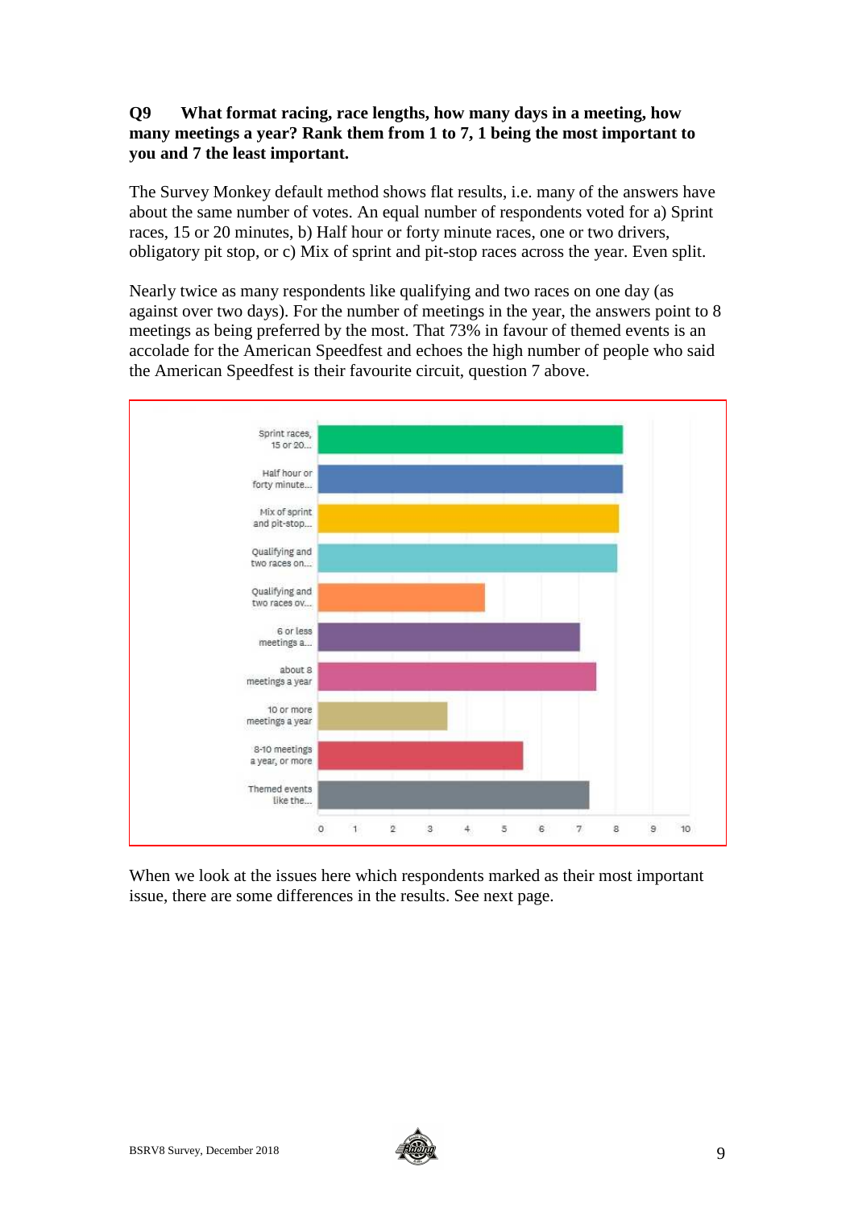**Q9 What format racing, race lengths, how many days in a meeting, how many meetings a year? Rank them from 1 to 7, 1 being the most important to you and 7 the least important.**

The Survey Monkey default method shows flat results, i.e. many of the answers have about the same number of votes. An equal number of respondents voted for a) Sprint races, 15 or 20 minutes, b) Half hour or forty minute races, one or two drivers, obligatory pit stop, or c) Mix of sprint and pit-stop races across the year. Even split.

Nearly twice as many respondents like qualifying and two races on one day (as against over two days). For the number of meetings in the year, the answers point to 8 meetings as being preferred by the most. That 73% in favour of themed events is an accolade for the American Speedfest and echoes the high number of people who said the American Speedfest is their favourite circuit, question 7 above.

Sprint races, 15 or 20...
Half hour or forty minute...
Mix of sprint and pit-stop...
Qualifying and two races on...
Qualifying and two races ov...
6 or less meetings a...
about 8 meetings a year
10 or more meetings a year
8-10 meetings a year, or more
Themed events like the...

0 1 2 3 4 5 6 7 8 9 10

When we look at the issues here which respondents marked as their most important issue, there are some differences in the results. See next page.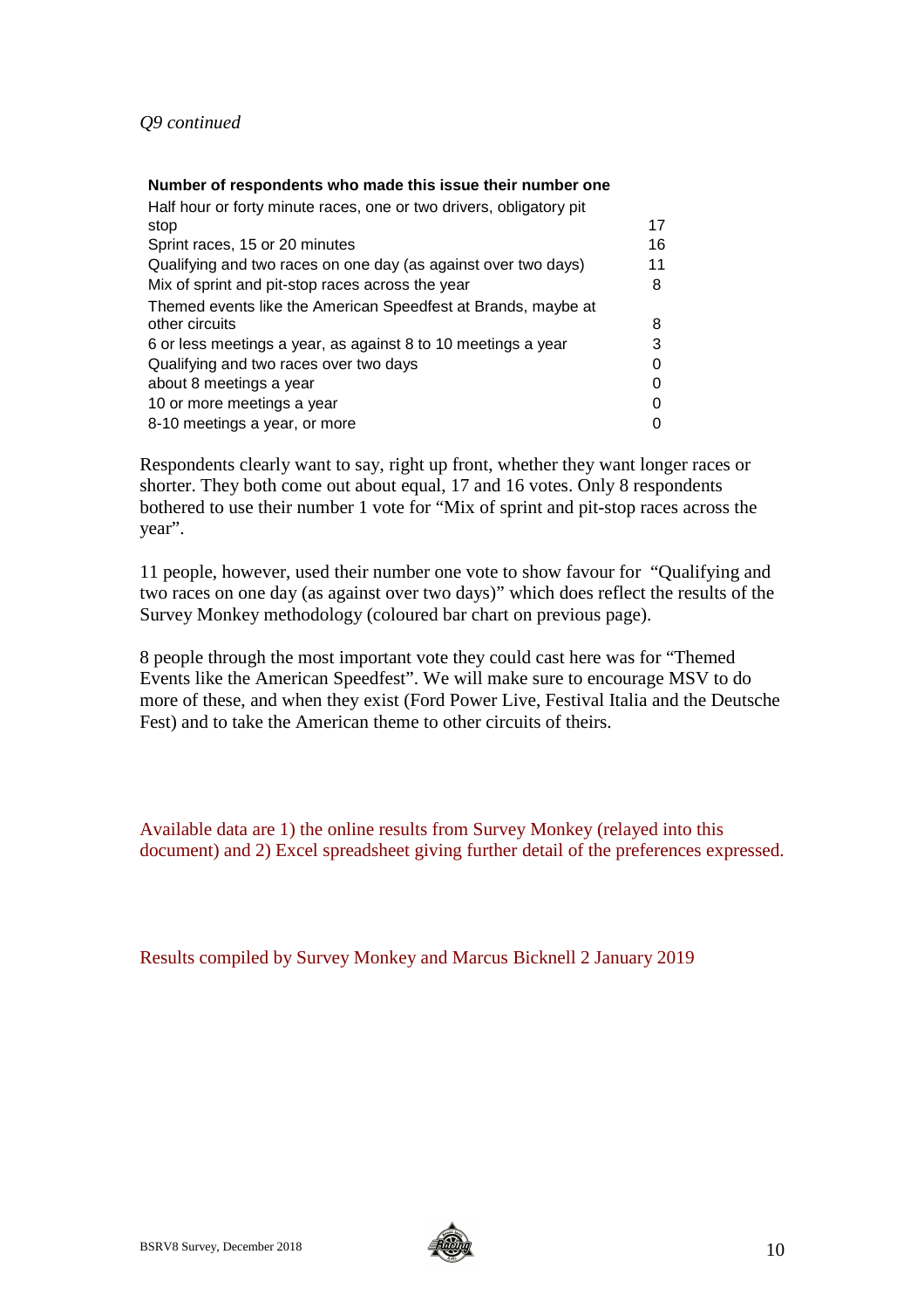*Q9 continued*

| Number of respondents who made this issue their number one | |
|---|---|
| Half hour or forty minute races, one or two drivers, obligatory pit stop | 17 |
| Sprint races, 15 or 20 minutes | 16 |
| Qualifying and two races on one day (as against over two days) | 11 |
| Mix of sprint and pit-stop races across the year | 8 |
| Themed events like the American Speedfest at Brands, maybe at other circuits | 8 |
| 6 or less meetings a year, as against 8 to 10 meetings a year | 3 |
| Qualifying and two races over two days | 0 |
| about 8 meetings a year | 0 |
| 10 or more meetings a year | 0 |
| 8-10 meetings a year, or more | 0 |

Respondents clearly want to say, right up front, whether they want longer races or shorter. They both come out about equal, 17 and 16 votes. Only 8 respondents bothered to use their number 1 vote for "Mix of sprint and pit-stop races across the year".

11 people, however, used their number one vote to show favour for "Qualifying and two races on one day (as against over two days)" which does reflect the results of the Survey Monkey methodology (coloured bar chart on previous page).

8 people through the most important vote they could cast here was for "Themed Events like the American Speedfest". We will make sure to encourage MSV to do more of these, and when they exist (Ford Power Live, Festival Italia and the Deutsche Fest) and to take the American theme to other circuits of theirs.

Available data are 1) the online results from Survey Monkey (relayed into this document) and 2) Excel spreadsheet giving further detail of the preferences expressed.

Results compiled by Survey Monkey and Marcus Bicknell 2 January 2019